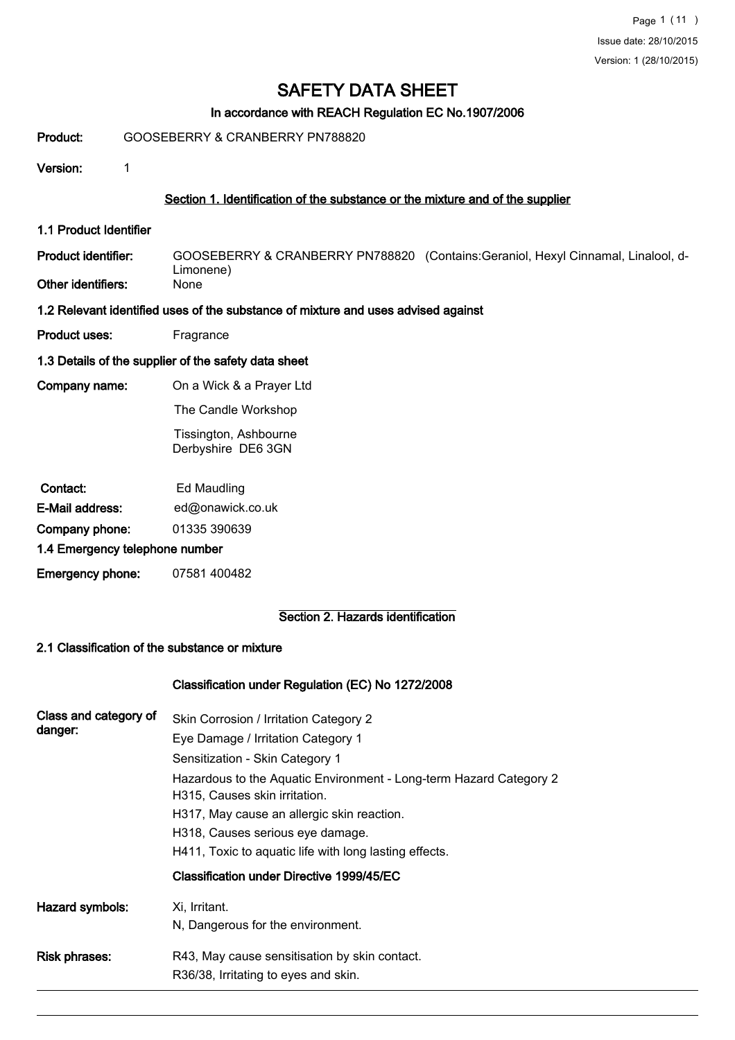# SAFETY DATA SHEET

### In accordance with REACH Regulation EC No.1907/2006

**Product:** GOOSEBERRY & CRANBERRY PN788820

**Version:** 1

## Section 1. Identification of the substance or the mixture and of the supplier

### 1.1 Product Identifier

**Product identifier:** GOOSEBERRY & CRANBERRY PN788820 (Contains:Geraniol, Hexyl Cinnamal, Linalool, d-Limonene)

**Other identifiers:** None

### 1.2 Relevant identified uses of the substance of mixture and uses advised against

**Product uses:** Fragrance

### 1.3 Details of the supplier of the safety data sheet

**Company name:** On a Wick & a Prayer Ltd

The Candle Workshop

Tissington, Ashbourne
Derbyshire DE6 3GN

**Contact:** Ed Maudling

**E-Mail address:** ed@onawick.co.uk

**Company phone:** 01335 390639

### 1.4 Emergency telephone number

**Emergency phone:** 07581 400482

## Section 2. Hazards identification

### 2.1 Classification of the substance or mixture

**Classification under Regulation (EC) No 1272/2008**

**Class and category of danger:**

Skin Corrosion / Irritation Category 2
Eye Damage / Irritation Category 1
Sensitization - Skin Category 1
Hazardous to the Aquatic Environment - Long-term Hazard Category 2
H315, Causes skin irritation.
H317, May cause an allergic skin reaction.
H318, Causes serious eye damage.
H411, Toxic to aquatic life with long lasting effects.

**Classification under Directive 1999/45/EC**

**Hazard symbols:**

Xi, Irritant.
N, Dangerous for the environment.

**Risk phrases:**

R43, May cause sensitisation by skin contact.
R36/38, Irritating to eyes and skin.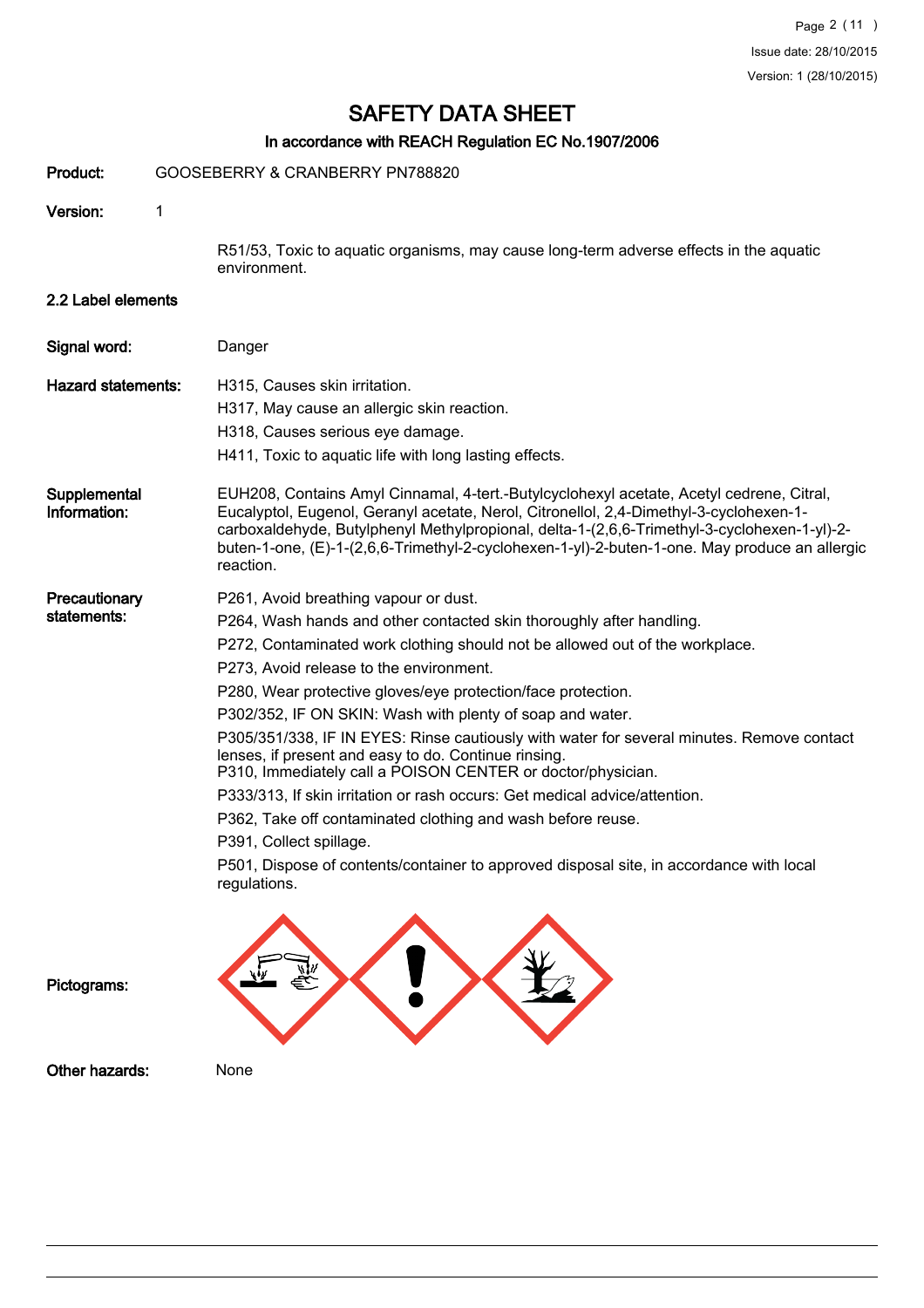**Product:** GOOSEBERRY & CRANBERRY PN788820

**Version:** 1

R51/53, Toxic to aquatic organisms, may cause long-term adverse effects in the aquatic environment.

## 2.2 Label elements

**Signal word:** Danger

**Hazard statements:**

H315, Causes skin irritation.

H317, May cause an allergic skin reaction.

H318, Causes serious eye damage.

H411, Toxic to aquatic life with long lasting effects.

**Supplemental Information:** EUH208, Contains Amyl Cinnamal, 4-tert.-Butylcyclohexyl acetate, Acetyl cedrene, Citral, Eucalyptol, Eugenol, Geranyl acetate, Nerol, Citronellol, 2,4-Dimethyl-3-cyclohexen-1-carboxaldehyde, Butylphenyl Methylpropional, delta-1-(2,6,6-Trimethyl-3-cyclohexen-1-yl)-2-buten-1-one, (E)-1-(2,6,6-Trimethyl-2-cyclohexen-1-yl)-2-buten-1-one. May produce an allergic reaction.

**Precautionary statements:**

P261, Avoid breathing vapour or dust.

P264, Wash hands and other contacted skin thoroughly after handling.

P272, Contaminated work clothing should not be allowed out of the workplace.

P273, Avoid release to the environment.

P280, Wear protective gloves/eye protection/face protection.

P302/352, IF ON SKIN: Wash with plenty of soap and water.

P305/351/338, IF IN EYES: Rinse cautiously with water for several minutes. Remove contact lenses, if present and easy to do. Continue rinsing.
P310, Immediately call a POISON CENTER or doctor/physician.

P333/313, If skin irritation or rash occurs: Get medical advice/attention.

P362, Take off contaminated clothing and wash before reuse.

P391, Collect spillage.

P501, Dispose of contents/container to approved disposal site, in accordance with local regulations.

**Pictograms:**

**Other hazards:** None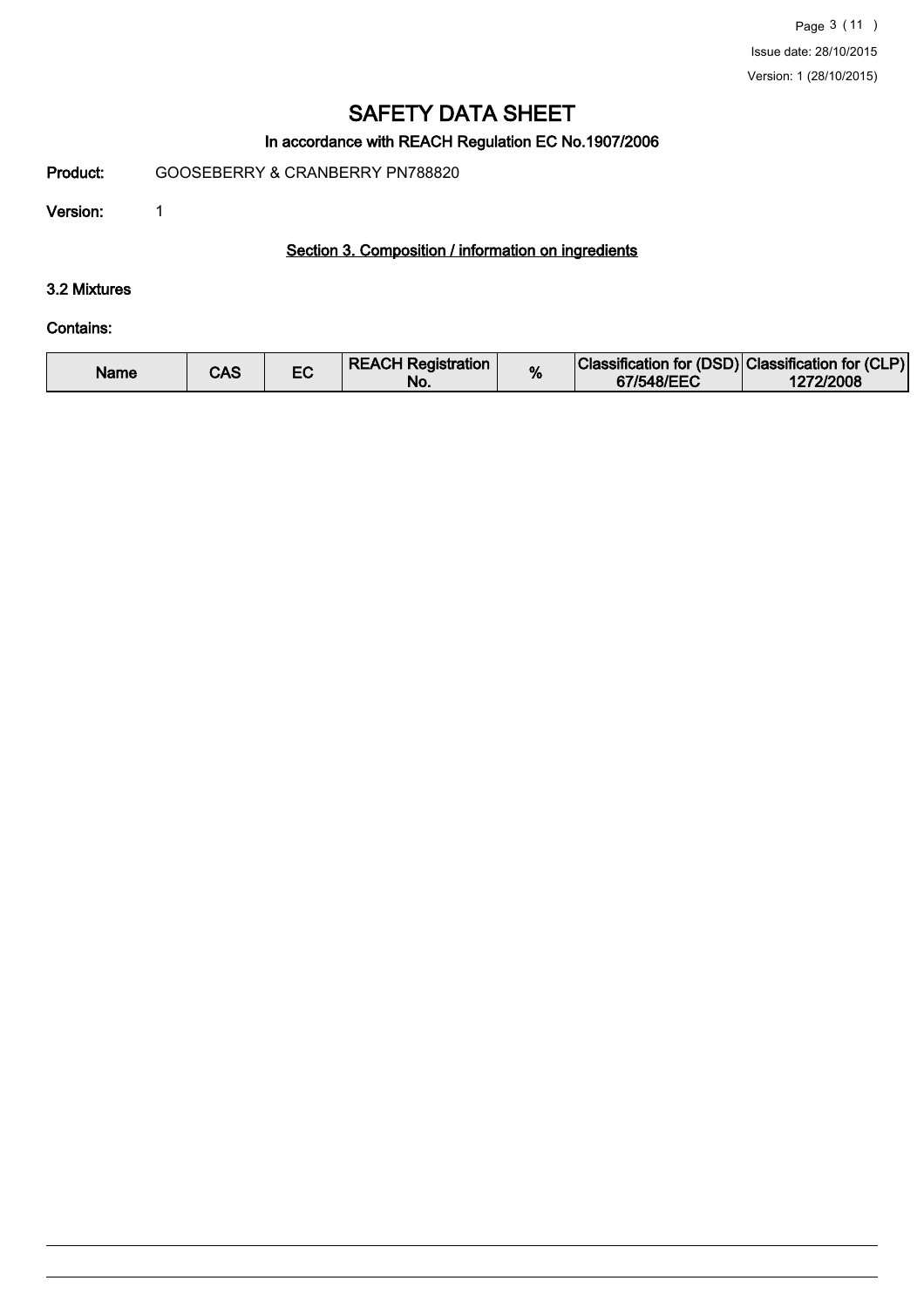# SAFETY DATA SHEET

### In accordance with REACH Regulation EC No.1907/2006

**Product:** GOOSEBERRY & CRANBERRY PN788820

**Version:** 1

## Section 3. Composition / information on ingredients

### 3.2 Mixtures

**Contains:**

| Name | CAS | EC | REACH Registration No. | % | Classification for (DSD) 67/548/EEC | Classification for (CLP) 1272/2008 |
|---|---|---|---|---|---|---|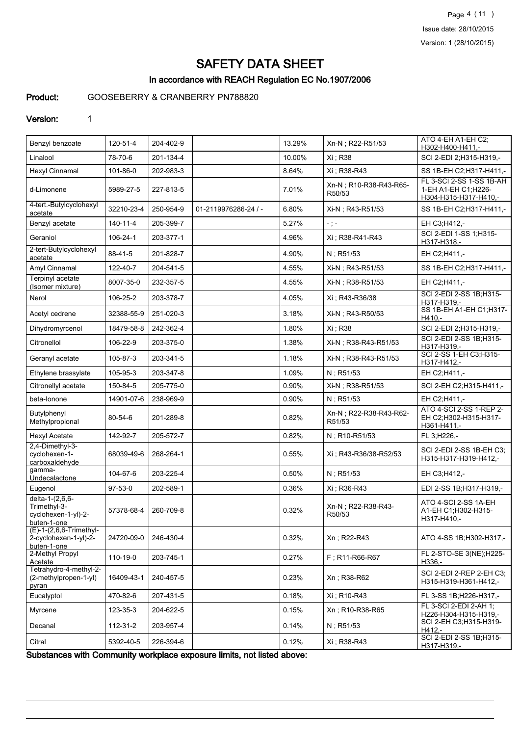# SAFETY DATA SHEET

## In accordance with REACH Regulation EC No.1907/2006

**Product:** GOOSEBERRY & CRANBERRY PN788820

**Version:** 1

| | | | | | | |
|---|---|---|---|---|---|---|
| Benzyl benzoate | 120-51-4 | 204-402-9 | | 13.29% | Xn-N ; R22-R51/53 | ATO 4-EH A1-EH C2; H302-H400-H411,- |
| Linalool | 78-70-6 | 201-134-4 | | 10.00% | Xi ; R38 | SCI 2-EDI 2;H315-H319,- |
| Hexyl Cinnamal | 101-86-0 | 202-983-3 | | 8.64% | Xi ; R38-R43 | SS 1B-EH C2;H317-H411,- |
| d-Limonene | 5989-27-5 | 227-813-5 | | 7.01% | Xn-N ; R10-R38-R43-R65-R50/53 | FL 3-SCI 2-SS 1-SS 1B-AH 1-EH A1-EH C1;H226-H304-H315-H317-H410,- |
| 4-tert.-Butylcyclohexyl acetate | 32210-23-4 | 250-954-9 | 01-2119976286-24 / - | 6.80% | Xi-N ; R43-R51/53 | SS 1B-EH C2;H317-H411,- |
| Benzyl acetate | 140-11-4 | 205-399-7 | | 5.27% | - ; - | EH C3;H412,- |
| Geraniol | 106-24-1 | 203-377-1 | | 4.96% | Xi ; R38-R41-R43 | SCI 2-EDI 1-SS 1;H315-H317-H318,- |
| 2-tert-Butylcyclohexyl acetate | 88-41-5 | 201-828-7 | | 4.90% | N ; R51/53 | EH C2;H411,- |
| Amyl Cinnamal | 122-40-7 | 204-541-5 | | 4.55% | Xi-N ; R43-R51/53 | SS 1B-EH C2;H317-H411,- |
| Terpinyl acetate (Isomer mixture) | 8007-35-0 | 232-357-5 | | 4.55% | Xi-N ; R38-R51/53 | EH C2;H411,- |
| Nerol | 106-25-2 | 203-378-7 | | 4.05% | Xi ; R43-R36/38 | SCI 2-EDI 2-SS 1B;H315-H317-H319,- |
| Acetyl cedrene | 32388-55-9 | 251-020-3 | | 3.18% | Xi-N ; R43-R50/53 | SS 1B-EH A1-EH C1;H317-H410,- |
| Dihydromyrcenol | 18479-58-8 | 242-362-4 | | 1.80% | Xi ; R38 | SCI 2-EDI 2;H315-H319,- |
| Citronellol | 106-22-9 | 203-375-0 | | 1.38% | Xi-N ; R38-R43-R51/53 | SCI 2-EDI 2-SS 1B;H315-H317-H319,- |
| Geranyl acetate | 105-87-3 | 203-341-5 | | 1.18% | Xi-N ; R38-R43-R51/53 | SCI 2-SS 1-EH C3;H315-H317-H412,- |
| Ethylene brassylate | 105-95-3 | 203-347-8 | | 1.09% | N ; R51/53 | EH C2;H411,- |
| Citronellyl acetate | 150-84-5 | 205-775-0 | | 0.90% | Xi-N ; R38-R51/53 | SCI 2-EH C2;H315-H411,- |
| beta-Ionone | 14901-07-6 | 238-969-9 | | 0.90% | N ; R51/53 | EH C2;H411,- |
| Butylphenyl Methylpropional | 80-54-6 | 201-289-8 | | 0.82% | Xn-N ; R22-R38-R43-R62-R51/53 | ATO 4-SCI 2-SS 1-REP 2-EH C2;H302-H315-H317-H361-H411,- |
| Hexyl Acetate | 142-92-7 | 205-572-7 | | 0.82% | N ; R10-R51/53 | FL 3;H226,- |
| 2,4-Dimethyl-3-cyclohexen-1-carboxaldehyde | 68039-49-6 | 268-264-1 | | 0.55% | Xi ; R43-R36/38-R52/53 | SCI 2-EDI 2-SS 1B-EH C3; H315-H317-H319-H412,- |
| gamma-Undecalactone | 104-67-6 | 203-225-4 | | 0.50% | N ; R51/53 | EH C3;H412,- |
| Eugenol | 97-53-0 | 202-589-1 | | 0.36% | Xi ; R36-R43 | EDI 2-SS 1B;H317-H319,- |
| delta-1-(2,6,6-Trimethyl-3-cyclohexen-1-yl)-2-buten-1-one | 57378-68-4 | 260-709-8 | | 0.32% | Xn-N ; R22-R38-R43-R50/53 | ATO 4-SCI 2-SS 1A-EH A1-EH C1;H302-H315-H317-H410,- |
| (E)-1-(2,6,6-Trimethyl-2-cyclohexen-1-yl)-2-buten-1-one | 24720-09-0 | 246-430-4 | | 0.32% | Xn ; R22-R43 | ATO 4-SS 1B;H302-H317,- |
| 2-Methyl Propyl Acetate | 110-19-0 | 203-745-1 | | 0.27% | F ; R11-R66-R67 | FL 2-STO-SE 3(NE);H225-H336,- |
| Tetrahydro-4-methyl-2-(2-methylpropen-1-yl) pyran | 16409-43-1 | 240-457-5 | | 0.23% | Xn ; R38-R62 | SCI 2-EDI 2-REP 2-EH C3; H315-H319-H361-H412,- |
| Eucalyptol | 470-82-6 | 207-431-5 | | 0.18% | Xi ; R10-R43 | FL 3-SS 1B;H226-H317,- |
| Myrcene | 123-35-3 | 204-622-5 | | 0.15% | Xn ; R10-R38-R65 | FL 3-SCI 2-EDI 2-AH 1; H226-H304-H315-H319,- |
| Decanal | 112-31-2 | 203-957-4 | | 0.14% | N ; R51/53 | SCI 2-EH C3;H315-H319-H412,- |
| Citral | 5392-40-5 | 226-394-6 | | 0.12% | Xi ; R38-R43 | SCI 2-EDI 2-SS 1B;H315-H317-H319,- |

**Substances with Community workplace exposure limits, not listed above:**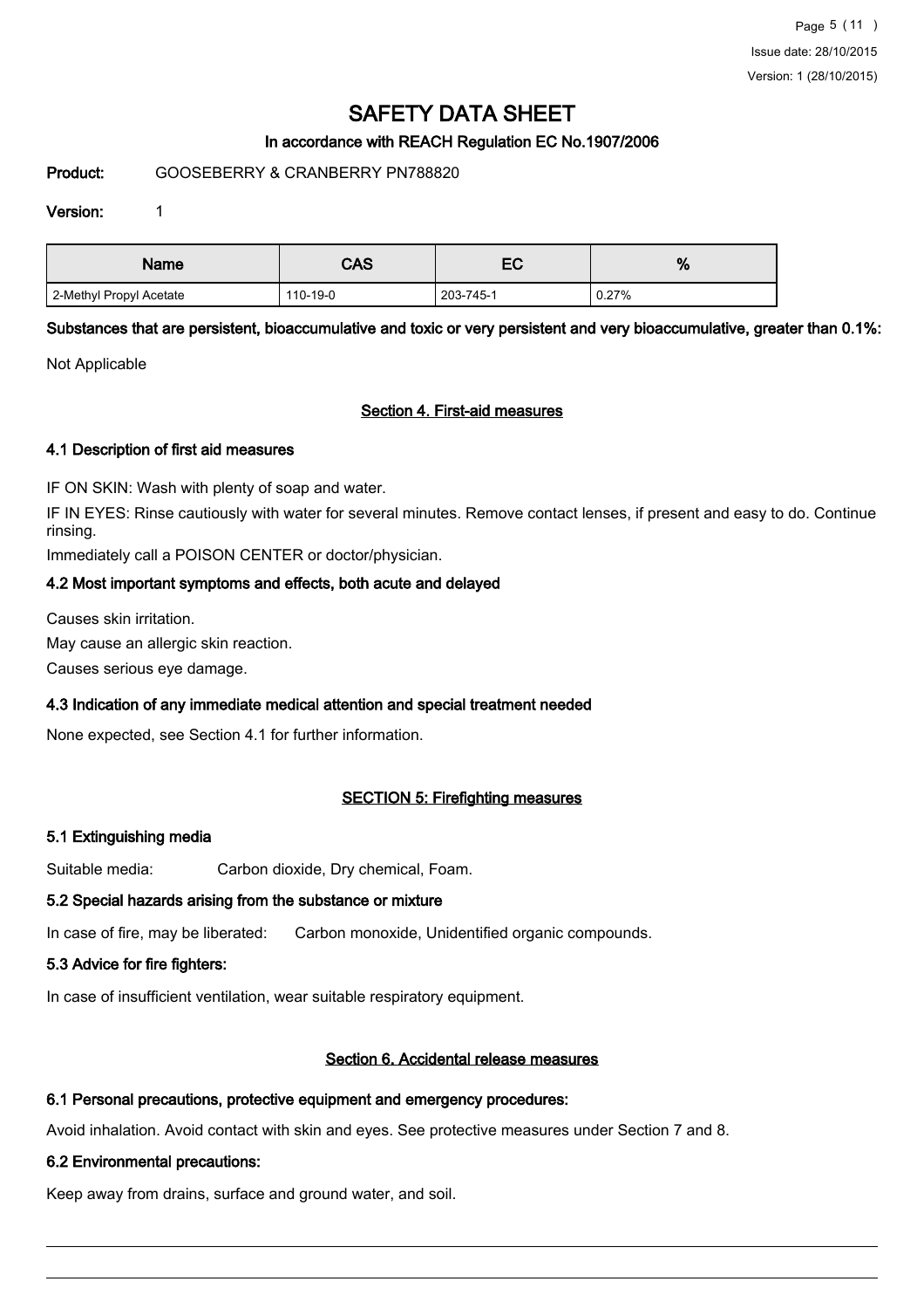# SAFETY DATA SHEET

In accordance with REACH Regulation EC No.1907/2006

**Product:** GOOSEBERRY & CRANBERRY PN788820

**Version:** 1

| Name | CAS | EC | % |
|---|---|---|---|
| 2-Methyl Propyl Acetate | 110-19-0 | 203-745-1 | 0.27% |

**Substances that are persistent, bioaccumulative and toxic or very persistent and very bioaccumulative, greater than 0.1%:**

Not Applicable

## Section 4. First-aid measures

### 4.1 Description of first aid measures

IF ON SKIN: Wash with plenty of soap and water.

IF IN EYES: Rinse cautiously with water for several minutes. Remove contact lenses, if present and easy to do. Continue rinsing.

Immediately call a POISON CENTER or doctor/physician.

### 4.2 Most important symptoms and effects, both acute and delayed

Causes skin irritation.

May cause an allergic skin reaction.

Causes serious eye damage.

### 4.3 Indication of any immediate medical attention and special treatment needed

None expected, see Section 4.1 for further information.

## SECTION 5: Firefighting measures

### 5.1 Extinguishing media

Suitable media: Carbon dioxide, Dry chemical, Foam.

### 5.2 Special hazards arising from the substance or mixture

In case of fire, may be liberated: Carbon monoxide, Unidentified organic compounds.

### 5.3 Advice for fire fighters:

In case of insufficient ventilation, wear suitable respiratory equipment.

## Section 6. Accidental release measures

### 6.1 Personal precautions, protective equipment and emergency procedures:

Avoid inhalation. Avoid contact with skin and eyes. See protective measures under Section 7 and 8.

### 6.2 Environmental precautions:

Keep away from drains, surface and ground water, and soil.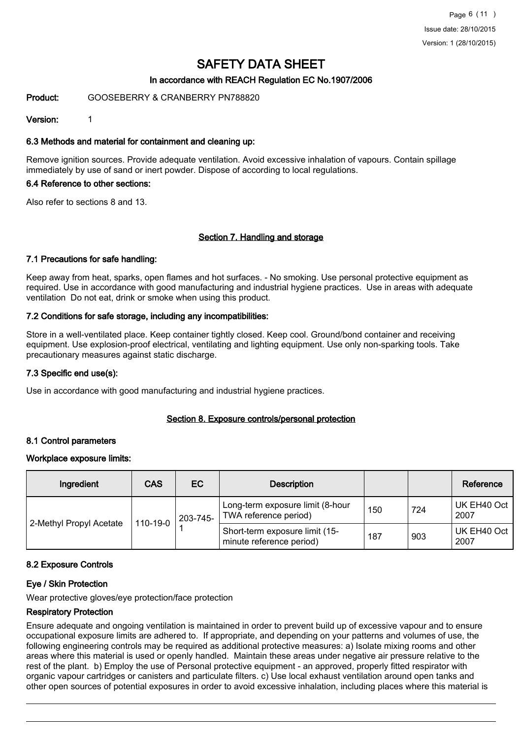# SAFETY DATA SHEET

### In accordance with REACH Regulation EC No.1907/2006

**Product:** GOOSEBERRY & CRANBERRY PN788820

**Version:** 1

### 6.3 Methods and material for containment and cleaning up:

Remove ignition sources. Provide adequate ventilation. Avoid excessive inhalation of vapours. Contain spillage immediately by use of sand or inert powder. Dispose of according to local regulations.

### 6.4 Reference to other sections:

Also refer to sections 8 and 13.

## Section 7. Handling and storage

### 7.1 Precautions for safe handling:

Keep away from heat, sparks, open flames and hot surfaces. - No smoking. Use personal protective equipment as required. Use in accordance with good manufacturing and industrial hygiene practices. Use in areas with adequate ventilation Do not eat, drink or smoke when using this product.

### 7.2 Conditions for safe storage, including any incompatibilities:

Store in a well-ventilated place. Keep container tightly closed. Keep cool. Ground/bond container and receiving equipment. Use explosion-proof electrical, ventilating and lighting equipment. Use only non-sparking tools. Take precautionary measures against static discharge.

### 7.3 Specific end use(s):

Use in accordance with good manufacturing and industrial hygiene practices.

## Section 8. Exposure controls/personal protection

### 8.1 Control parameters

**Workplace exposure limits:**

| Ingredient | CAS | EC | Description | | | Reference |
|---|---|---|---|---|---|---|
| 2-Methyl Propyl Acetate | 110-19-0 | 203-745-1 | Long-term exposure limit (8-hour TWA reference period) | 150 | 724 | UK EH40 Oct 2007 |
| | | | Short-term exposure limit (15-minute reference period) | 187 | 903 | UK EH40 Oct 2007 |

### 8.2 Exposure Controls

**Eye / Skin Protection**

Wear protective gloves/eye protection/face protection

**Respiratory Protection**

Ensure adequate and ongoing ventilation is maintained in order to prevent build up of excessive vapour and to ensure occupational exposure limits are adhered to. If appropriate, and depending on your patterns and volumes of use, the following engineering controls may be required as additional protective measures: a) Isolate mixing rooms and other areas where this material is used or openly handled. Maintain these areas under negative air pressure relative to the rest of the plant. b) Employ the use of Personal protective equipment - an approved, properly fitted respirator with organic vapour cartridges or canisters and particulate filters. c) Use local exhaust ventilation around open tanks and other open sources of potential exposures in order to avoid excessive inhalation, including places where this material is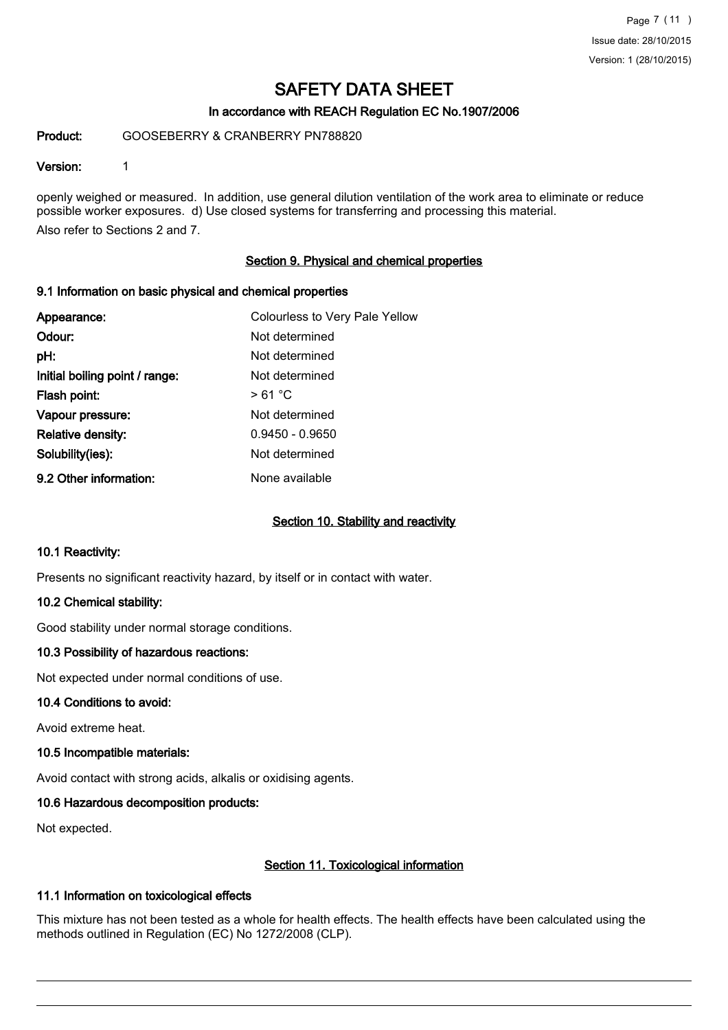openly weighed or measured. In addition, use general dilution ventilation of the work area to eliminate or reduce possible worker exposures. d) Use closed systems for transferring and processing this material.

Also refer to Sections 2 and 7.

## Section 9. Physical and chemical properties

### 9.1 Information on basic physical and chemical properties

| | |
|---|---|
| **Appearance:** | Colourless to Very Pale Yellow |
| **Odour:** | Not determined |
| **pH:** | Not determined |
| **Initial boiling point / range:** | Not determined |
| **Flash point:** | > 61 °C |
| **Vapour pressure:** | Not determined |
| **Relative density:** | 0.9450 - 0.9650 |
| **Solubility(ies):** | Not determined |
| **9.2 Other information:** | None available |

## Section 10. Stability and reactivity

### 10.1 Reactivity:

Presents no significant reactivity hazard, by itself or in contact with water.

### 10.2 Chemical stability:

Good stability under normal storage conditions.

### 10.3 Possibility of hazardous reactions:

Not expected under normal conditions of use.

### 10.4 Conditions to avoid:

Avoid extreme heat.

### 10.5 Incompatible materials:

Avoid contact with strong acids, alkalis or oxidising agents.

### 10.6 Hazardous decomposition products:

Not expected.

## Section 11. Toxicological information

### 11.1 Information on toxicological effects

This mixture has not been tested as a whole for health effects. The health effects have been calculated using the methods outlined in Regulation (EC) No 1272/2008 (CLP).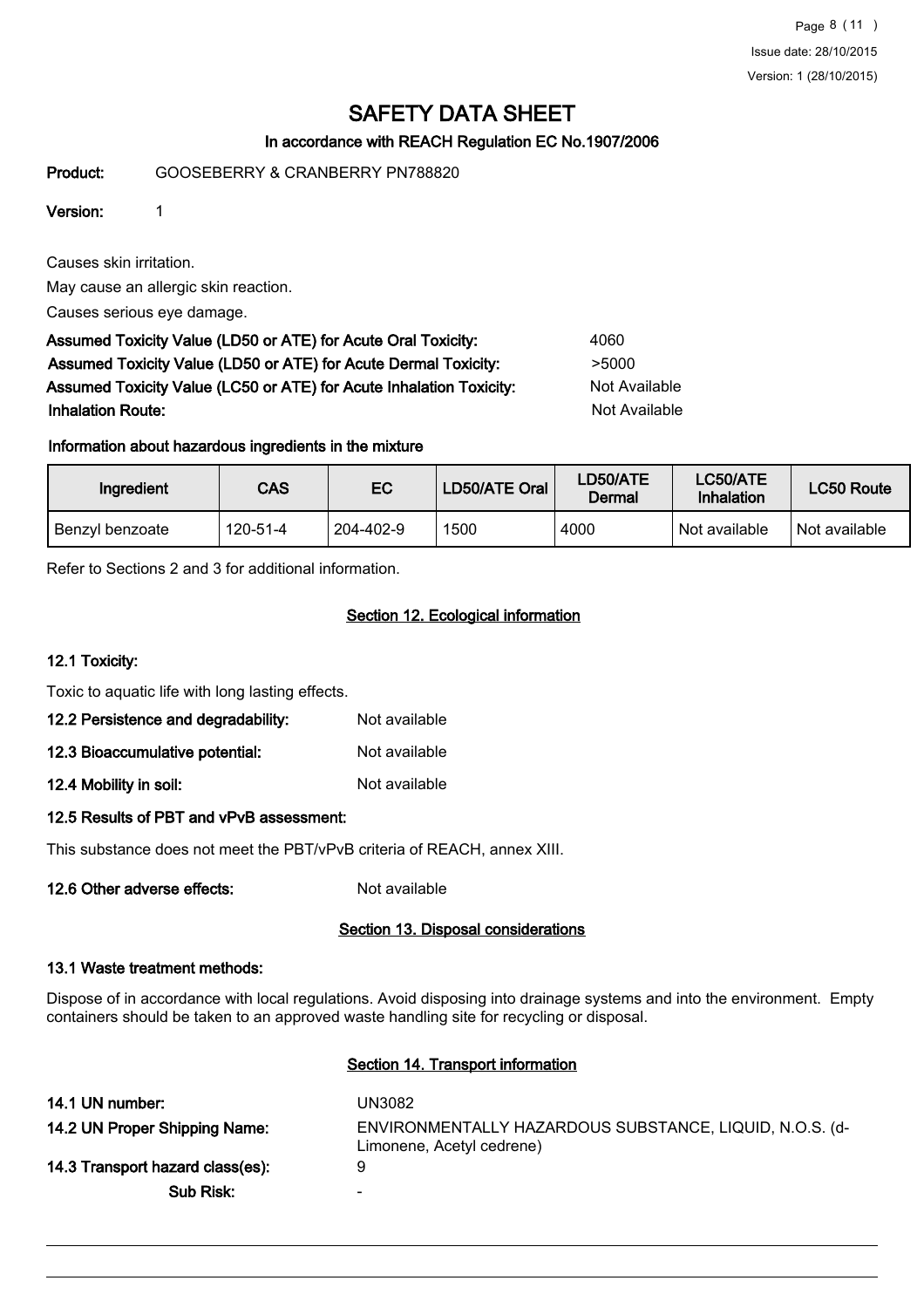# SAFETY DATA SHEET

### In accordance with REACH Regulation EC No.1907/2006

**Product:** GOOSEBERRY & CRANBERRY PN788820

**Version:** 1

Causes skin irritation.

May cause an allergic skin reaction.

Causes serious eye damage.

**Assumed Toxicity Value (LD50 or ATE) for Acute Oral Toxicity:** 4060

**Assumed Toxicity Value (LD50 or ATE) for Acute Dermal Toxicity:** >5000

**Assumed Toxicity Value (LC50 or ATE) for Acute Inhalation Toxicity:** Not Available

**Inhalation Route:** Not Available

**Information about hazardous ingredients in the mixture**

| Ingredient | CAS | EC | LD50/ATE Oral | LD50/ATE Dermal | LC50/ATE Inhalation | LC50 Route |
|---|---|---|---|---|---|---|
| Benzyl benzoate | 120-51-4 | 204-402-9 | 1500 | 4000 | Not available | Not available |

Refer to Sections 2 and 3 for additional information.

## Section 12. Ecological information

**12.1 Toxicity:**

Toxic to aquatic life with long lasting effects.

**12.2 Persistence and degradability:** Not available

**12.3 Bioaccumulative potential:** Not available

**12.4 Mobility in soil:** Not available

**12.5 Results of PBT and vPvB assessment:**

This substance does not meet the PBT/vPvB criteria of REACH, annex XIII.

**12.6 Other adverse effects:** Not available

## Section 13. Disposal considerations

**13.1 Waste treatment methods:**

Dispose of in accordance with local regulations. Avoid disposing into drainage systems and into the environment. Empty containers should be taken to an approved waste handling site for recycling or disposal.

## Section 14. Transport information

**14.1 UN number:** UN3082

**14.2 UN Proper Shipping Name:** ENVIRONMENTALLY HAZARDOUS SUBSTANCE, LIQUID, N.O.S. (d-Limonene, Acetyl cedrene)

**14.3 Transport hazard class(es):** 9

**Sub Risk:** -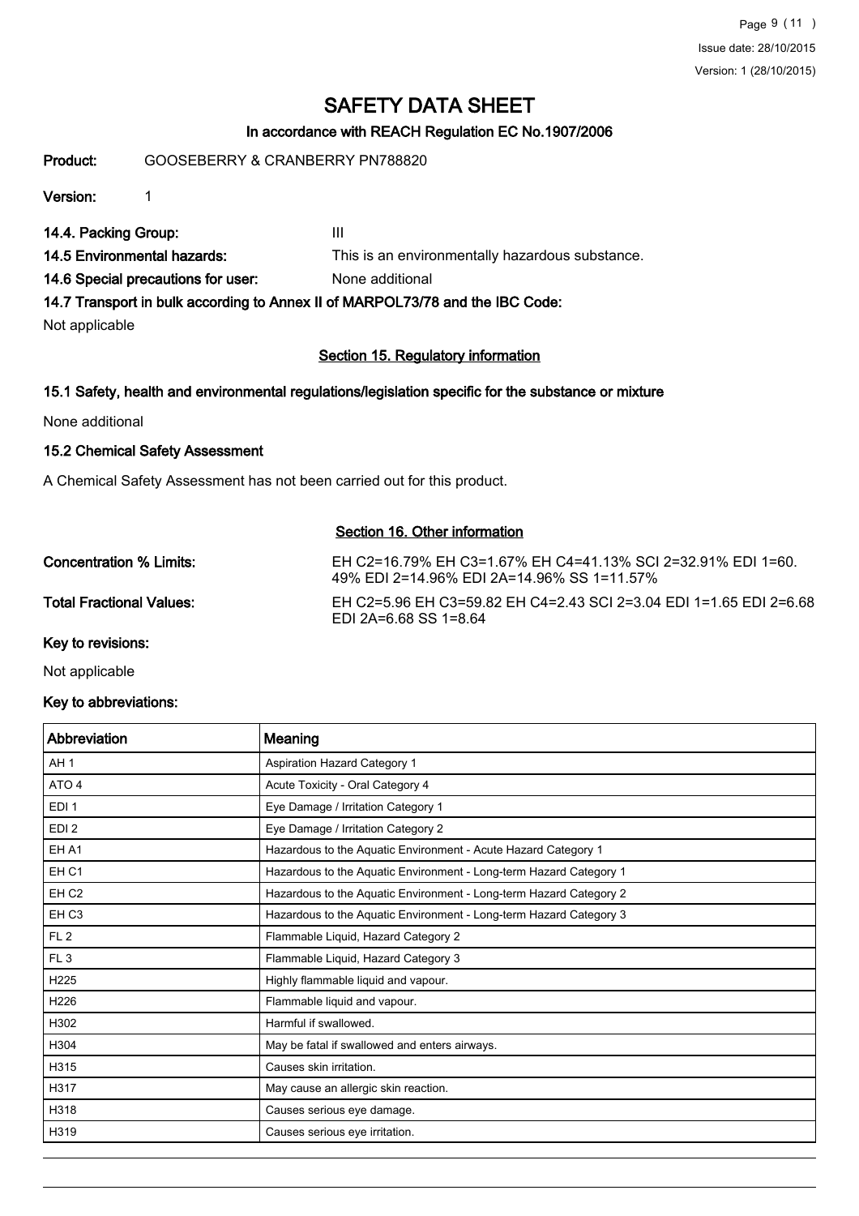# SAFETY DATA SHEET

## In accordance with REACH Regulation EC No.1907/2006

**Product:** GOOSEBERRY & CRANBERRY PN788820

**Version:** 1

**14.4. Packing Group:** III

**14.5 Environmental hazards:** This is an environmentally hazardous substance.

**14.6 Special precautions for user:** None additional

**14.7 Transport in bulk according to Annex II of MARPOL73/78 and the IBC Code:**

Not applicable

## Section 15. Regulatory information

### 15.1 Safety, health and environmental regulations/legislation specific for the substance or mixture

None additional

### 15.2 Chemical Safety Assessment

A Chemical Safety Assessment has not been carried out for this product.

## Section 16. Other information

**Concentration % Limits:** EH C2=16.79% EH C3=1.67% EH C4=41.13% SCI 2=32.91% EDI 1=60.49% EDI 2=14.96% EDI 2A=14.96% SS 1=11.57%

**Total Fractional Values:** EH C2=5.96 EH C3=59.82 EH C4=2.43 SCI 2=3.04 EDI 1=1.65 EDI 2=6.68 EDI 2A=6.68 SS 1=8.64

**Key to revisions:**

Not applicable

**Key to abbreviations:**

| Abbreviation | Meaning |
|---|---|
| AH 1 | Aspiration Hazard Category 1 |
| ATO 4 | Acute Toxicity - Oral Category 4 |
| EDI 1 | Eye Damage / Irritation Category 1 |
| EDI 2 | Eye Damage / Irritation Category 2 |
| EH A1 | Hazardous to the Aquatic Environment - Acute Hazard Category 1 |
| EH C1 | Hazardous to the Aquatic Environment - Long-term Hazard Category 1 |
| EH C2 | Hazardous to the Aquatic Environment - Long-term Hazard Category 2 |
| EH C3 | Hazardous to the Aquatic Environment - Long-term Hazard Category 3 |
| FL 2 | Flammable Liquid, Hazard Category 2 |
| FL 3 | Flammable Liquid, Hazard Category 3 |
| H225 | Highly flammable liquid and vapour. |
| H226 | Flammable liquid and vapour. |
| H302 | Harmful if swallowed. |
| H304 | May be fatal if swallowed and enters airways. |
| H315 | Causes skin irritation. |
| H317 | May cause an allergic skin reaction. |
| H318 | Causes serious eye damage. |
| H319 | Causes serious eye irritation. |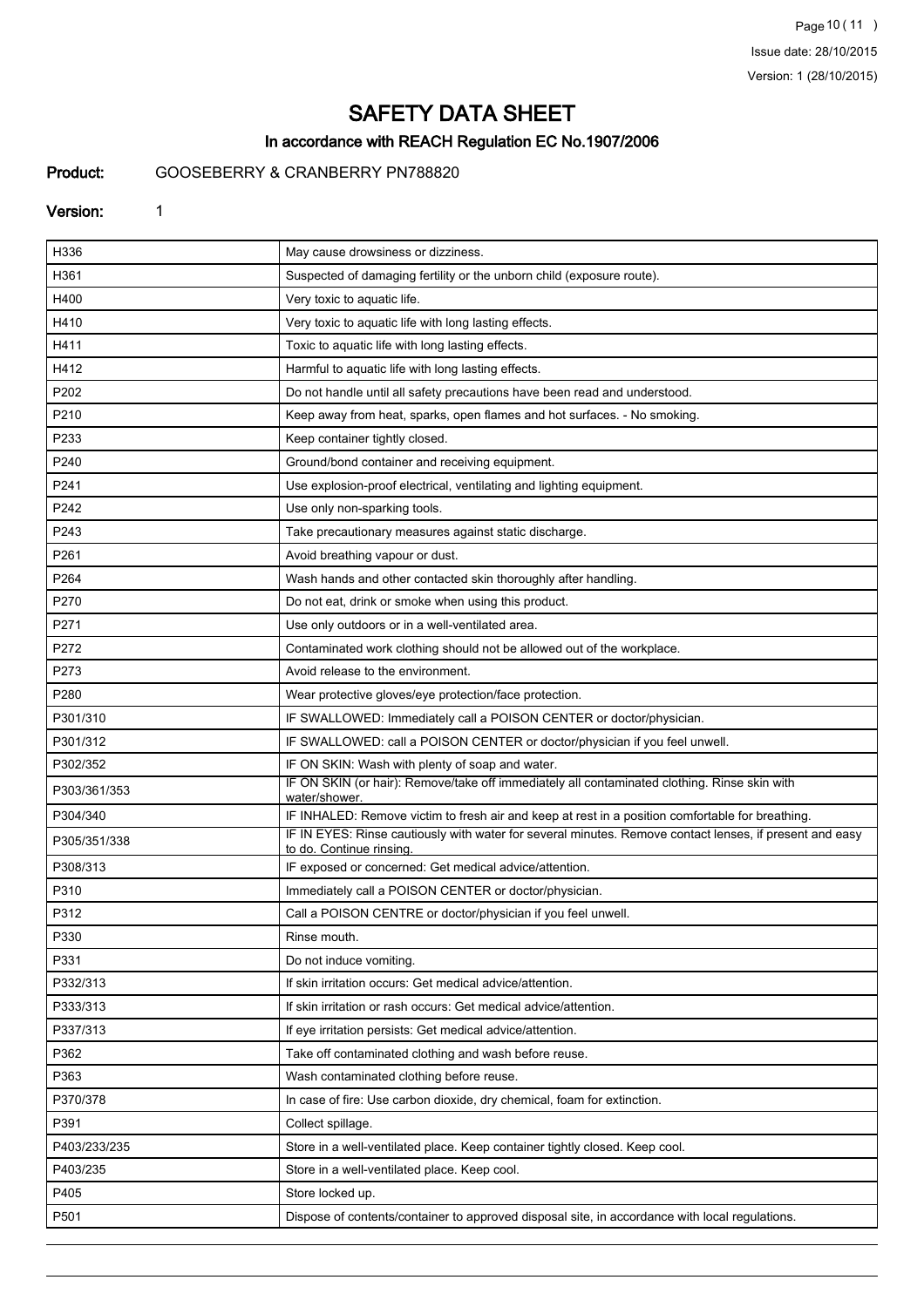# SAFETY DATA SHEET

## In accordance with REACH Regulation EC No.1907/2006

**Product:** GOOSEBERRY & CRANBERRY PN788820

**Version:** 1

| | |
|---|---|
| H336 | May cause drowsiness or dizziness. |
| H361 | Suspected of damaging fertility or the unborn child (exposure route). |
| H400 | Very toxic to aquatic life. |
| H410 | Very toxic to aquatic life with long lasting effects. |
| H411 | Toxic to aquatic life with long lasting effects. |
| H412 | Harmful to aquatic life with long lasting effects. |
| P202 | Do not handle until all safety precautions have been read and understood. |
| P210 | Keep away from heat, sparks, open flames and hot surfaces. - No smoking. |
| P233 | Keep container tightly closed. |
| P240 | Ground/bond container and receiving equipment. |
| P241 | Use explosion-proof electrical, ventilating and lighting equipment. |
| P242 | Use only non-sparking tools. |
| P243 | Take precautionary measures against static discharge. |
| P261 | Avoid breathing vapour or dust. |
| P264 | Wash hands and other contacted skin thoroughly after handling. |
| P270 | Do not eat, drink or smoke when using this product. |
| P271 | Use only outdoors or in a well-ventilated area. |
| P272 | Contaminated work clothing should not be allowed out of the workplace. |
| P273 | Avoid release to the environment. |
| P280 | Wear protective gloves/eye protection/face protection. |
| P301/310 | IF SWALLOWED: Immediately call a POISON CENTER or doctor/physician. |
| P301/312 | IF SWALLOWED: call a POISON CENTER or doctor/physician if you feel unwell. |
| P302/352 | IF ON SKIN: Wash with plenty of soap and water. |
| P303/361/353 | IF ON SKIN (or hair): Remove/take off immediately all contaminated clothing. Rinse skin with water/shower. |
| P304/340 | IF INHALED: Remove victim to fresh air and keep at rest in a position comfortable for breathing. |
| P305/351/338 | IF IN EYES: Rinse cautiously with water for several minutes. Remove contact lenses, if present and easy to do. Continue rinsing. |
| P308/313 | IF exposed or concerned: Get medical advice/attention. |
| P310 | Immediately call a POISON CENTER or doctor/physician. |
| P312 | Call a POISON CENTRE or doctor/physician if you feel unwell. |
| P330 | Rinse mouth. |
| P331 | Do not induce vomiting. |
| P332/313 | If skin irritation occurs: Get medical advice/attention. |
| P333/313 | If skin irritation or rash occurs: Get medical advice/attention. |
| P337/313 | If eye irritation persists: Get medical advice/attention. |
| P362 | Take off contaminated clothing and wash before reuse. |
| P363 | Wash contaminated clothing before reuse. |
| P370/378 | In case of fire: Use carbon dioxide, dry chemical, foam for extinction. |
| P391 | Collect spillage. |
| P403/233/235 | Store in a well-ventilated place. Keep container tightly closed. Keep cool. |
| P403/235 | Store in a well-ventilated place. Keep cool. |
| P405 | Store locked up. |
| P501 | Dispose of contents/container to approved disposal site, in accordance with local regulations. |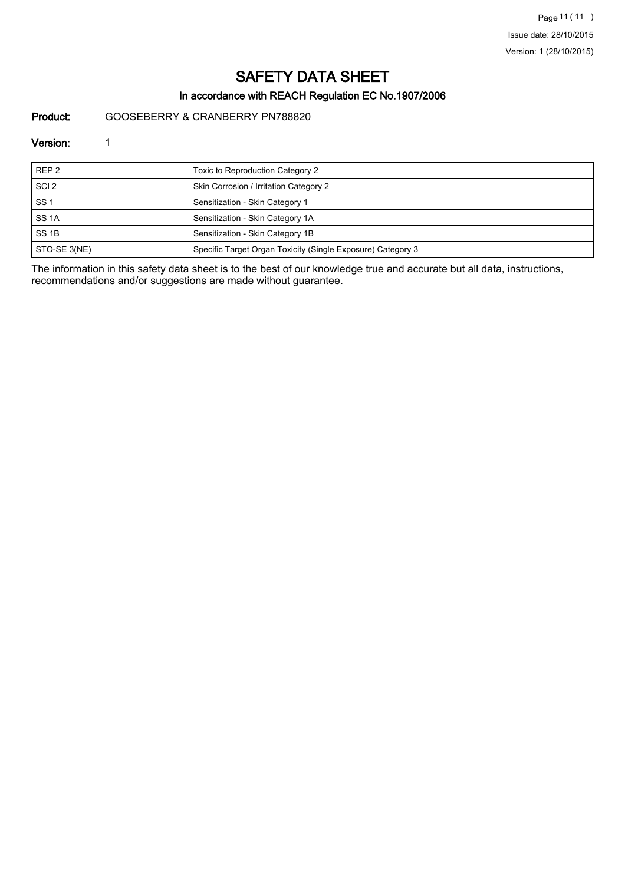# SAFETY DATA SHEET

## In accordance with REACH Regulation EC No.1907/2006

**Product:** GOOSEBERRY & CRANBERRY PN788820

**Version:** 1

| | |
|---|---|
| REP 2 | Toxic to Reproduction Category 2 |
| SCI 2 | Skin Corrosion / Irritation Category 2 |
| SS 1 | Sensitization - Skin Category 1 |
| SS 1A | Sensitization - Skin Category 1A |
| SS 1B | Sensitization - Skin Category 1B |
| STO-SE 3(NE) | Specific Target Organ Toxicity (Single Exposure) Category 3 |

The information in this safety data sheet is to the best of our knowledge true and accurate but all data, instructions, recommendations and/or suggestions are made without guarantee.